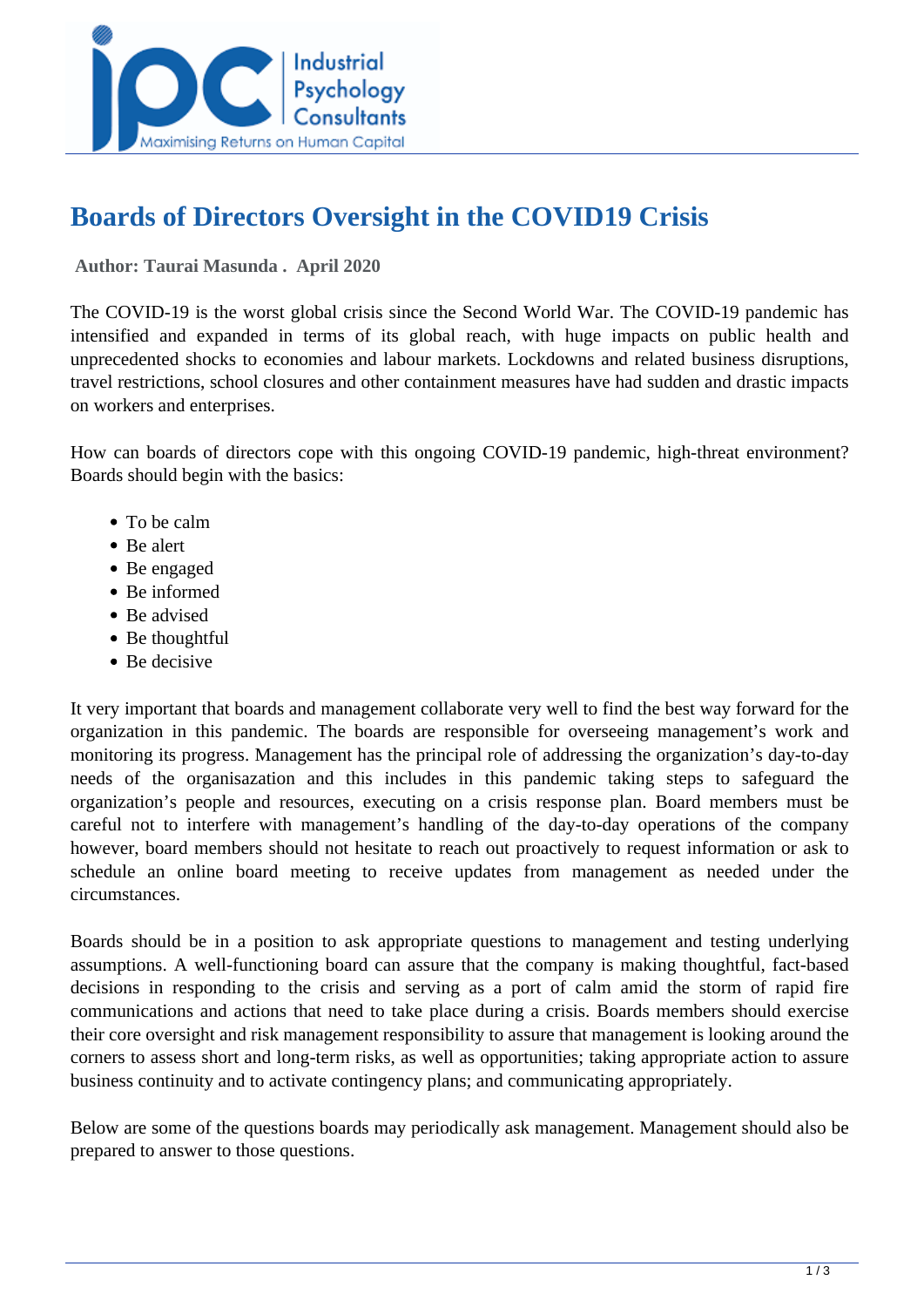# Boards of Directors Oversight in the COVID19 Crisis

**Author: Taurai Masunda . April 2020**

The COVID-19 is the worst global crisis since the Second World War. The COVID-19 pandemic has intensified and expanded in terms of its global reach, with huge impacts on public health and unprecedented shocks to economies and labour markets. Lockdowns and related business disruptions, travel restrictions, school closures and other containment measures have had sudden and drastic impacts on workers and enterprises.

How can boards of directors cope with this ongoing COVID-19 pandemic, high-threat environment? Boards should begin with the basics:

- To be calm
- Be alert
- Be engaged
- Be informed
- Be advised
- Be thoughtful
- Be decisive

It very important that boards and management collaborate very well to find the best way forward for the organization in this pandemic. The boards are responsible for overseeing management's work and monitoring its progress. Management has the principal role of addressing the organization's day-to-day needs of the organisazation and this includes in this pandemic taking steps to safeguard the organization's people and resources, executing on a crisis response plan. Board members must be careful not to interfere with management's handling of the day-to-day operations of the company however, board members should not hesitate to reach out proactively to request information or ask to schedule an online board meeting to receive updates from management as needed under the circumstances.

Boards should be in a position to ask appropriate questions to management and testing underlying assumptions. A well-functioning board can assure that the company is making thoughtful, fact-based decisions in responding to the crisis and serving as a port of calm amid the storm of rapid fire communications and actions that need to take place during a crisis. Boards members should exercise their core oversight and risk management responsibility to assure that management is looking around the corners to assess short and long-term risks, as well as opportunities; taking appropriate action to assure business continuity and to activate contingency plans; and communicating appropriately.

Below are some of the questions boards may periodically ask management. Management should also be prepared to answer to those questions.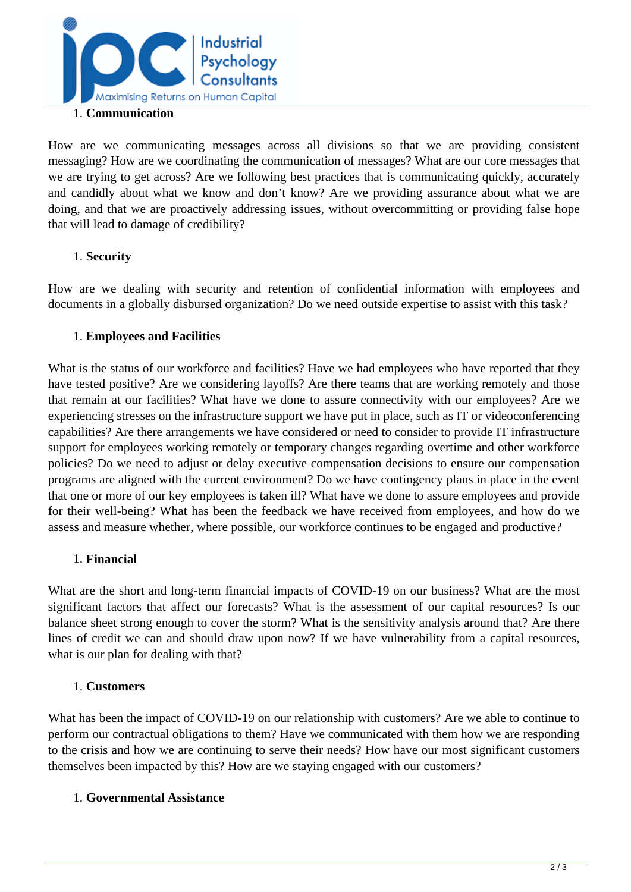1. **Communication**

How are we communicating messages across all divisions so that we are providing consistent messaging? How are we coordinating the communication of messages? What are our core messages that we are trying to get across? Are we following best practices that is communicating quickly, accurately and candidly about what we know and don't know? Are we providing assurance about what we are doing, and that we are proactively addressing issues, without overcommitting or providing false hope that will lead to damage of credibility?

1. **Security**

How are we dealing with security and retention of confidential information with employees and documents in a globally disbursed organization? Do we need outside expertise to assist with this task?

1. **Employees and Facilities**

What is the status of our workforce and facilities? Have we had employees who have reported that they have tested positive? Are we considering layoffs? Are there teams that are working remotely and those that remain at our facilities? What have we done to assure connectivity with our employees? Are we experiencing stresses on the infrastructure support we have put in place, such as IT or videoconferencing capabilities? Are there arrangements we have considered or need to consider to provide IT infrastructure support for employees working remotely or temporary changes regarding overtime and other workforce policies? Do we need to adjust or delay executive compensation decisions to ensure our compensation programs are aligned with the current environment? Do we have contingency plans in place in the event that one or more of our key employees is taken ill? What have we done to assure employees and provide for their well-being? What has been the feedback we have received from employees, and how do we assess and measure whether, where possible, our workforce continues to be engaged and productive?

1. **Financial**

What are the short and long-term financial impacts of COVID-19 on our business? What are the most significant factors that affect our forecasts? What is the assessment of our capital resources? Is our balance sheet strong enough to cover the storm? What is the sensitivity analysis around that? Are there lines of credit we can and should draw upon now? If we have vulnerability from a capital resources, what is our plan for dealing with that?

1. **Customers**

What has been the impact of COVID-19 on our relationship with customers? Are we able to continue to perform our contractual obligations to them? Have we communicated with them how we are responding to the crisis and how we are continuing to serve their needs? How have our most significant customers themselves been impacted by this? How are we staying engaged with our customers?

1. **Governmental Assistance**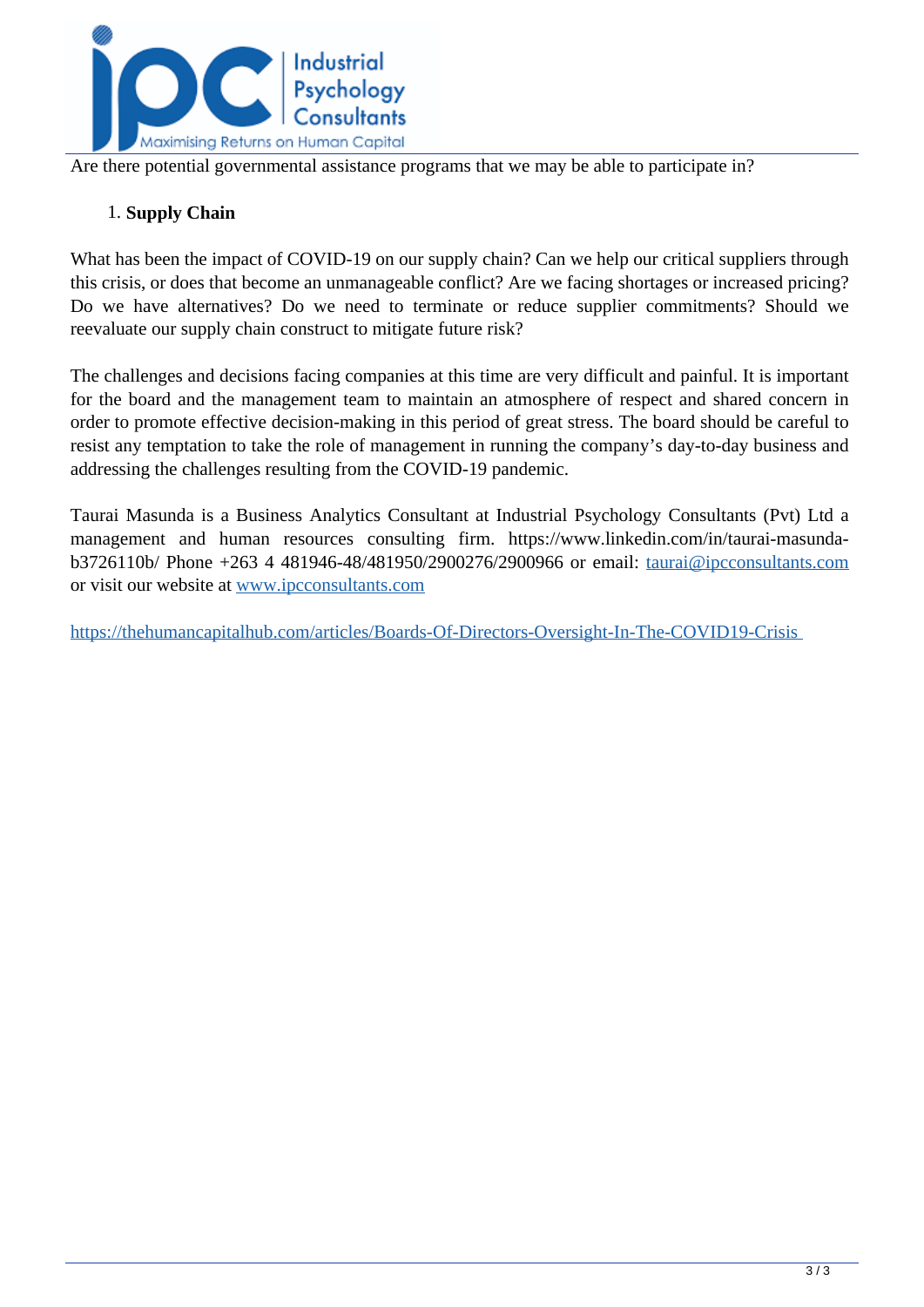Are there potential governmental assistance programs that we may be able to participate in?

1. **Supply Chain**

What has been the impact of COVID-19 on our supply chain? Can we help our critical suppliers through this crisis, or does that become an unmanageable conflict? Are we facing shortages or increased pricing? Do we have alternatives? Do we need to terminate or reduce supplier commitments? Should we reevaluate our supply chain construct to mitigate future risk?

The challenges and decisions facing companies at this time are very difficult and painful. It is important for the board and the management team to maintain an atmosphere of respect and shared concern in order to promote effective decision-making in this period of great stress. The board should be careful to resist any temptation to take the role of management in running the company's day-to-day business and addressing the challenges resulting from the COVID-19 pandemic.

Taurai Masunda is a Business Analytics Consultant at Industrial Psychology Consultants (Pvt) Ltd a management and human resources consulting firm. https://www.linkedin.com/in/taurai-masunda-b3726110b/ Phone +263 4 481946-48/481950/2900276/2900966 or email: [taurai@ipcconsultants.com](mailto:taurai@ipcconsultants.com) or visit our website at [www.ipcconsultants.com](http://www.ipcconsultants.com)

[https://thehumancapitalhub.com/articles/Boards-Of-Directors-Oversight-In-The-COVID19-Crisis](https://thehumancapitalhub.com/articles/Boards-Of-Directors-Oversight-In-The-COVID19-Crisis)